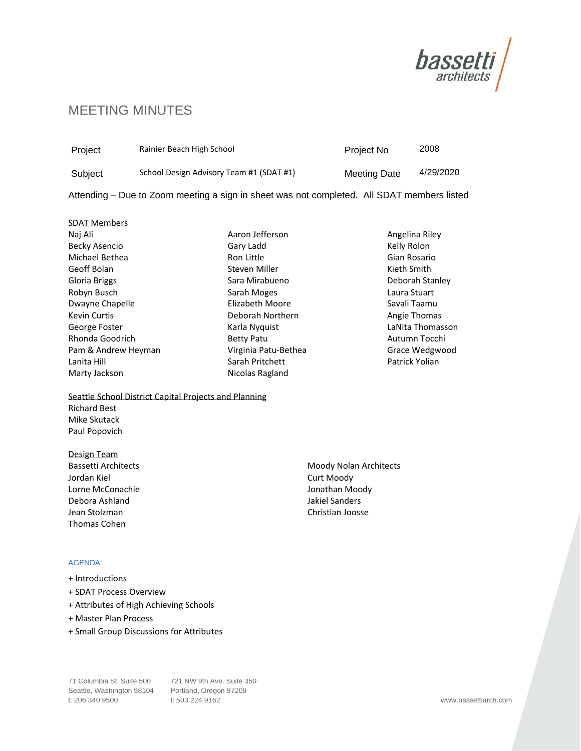# MEETING MINUTES

| Project | Rainier Beach High School | Project No | 2008 |
| --- | --- | --- | --- |
| Subject | School Design Advisory Team #1 (SDAT #1) | Meeting Date | 4/29/2020 |

Attending – Due to Zoom meeting a sign in sheet was not completed. All SDAT members listed

SDAT Members

Naj Ali
Becky Asencio
Michael Bethea
Geoff Bolan
Gloria Briggs
Robyn Busch
Dwayne Chapelle
Kevin Curtis
George Foster
Rhonda Goodrich
Pam & Andrew Heyman
Lanita Hill
Marty Jackson
Aaron Jefferson
Gary Ladd
Ron Little
Steven Miller
Sara Mirabueno
Sarah Moges
Elizabeth Moore
Deborah Northern
Karla Nyquist
Betty Patu
Virginia Patu-Bethea
Sarah Pritchett
Nicolas Ragland
Angelina Riley
Kelly Rolon
Gian Rosario
Kieth Smith
Deborah Stanley
Laura Stuart
Savali Taamu
Angie Thomas
LaNita Thomasson
Autumn Tocchi
Grace Wedgwood
Patrick Yolian

Seattle School District Capital Projects and Planning

Richard Best
Mike Skutack
Paul Popovich

Design Team

Bassetti Architects
Jordan Kiel
Lorne McConachie
Debora Ashland
Jean Stolzman
Thomas Cohen

Moody Nolan Architects
Curt Moody
Jonathan Moody
Jakiel Sanders
Christian Joosse

AGENDA:

+ Introductions
+ SDAT Process Overview
+ Attributes of High Achieving Schools
+ Master Plan Process
+ Small Group Discussions for Attributes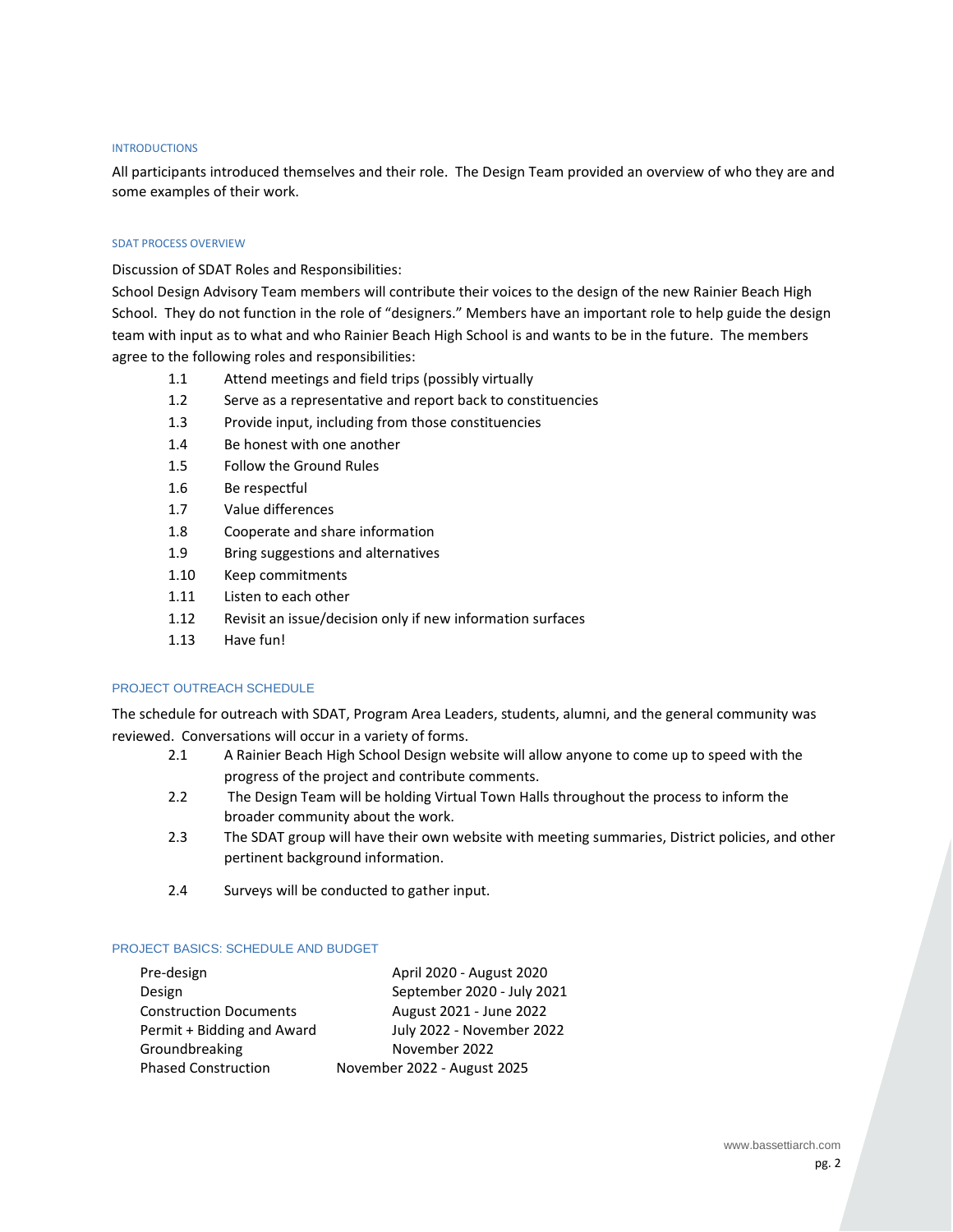## INTRODUCTIONS

All participants introduced themselves and their role. The Design Team provided an overview of who they are and some examples of their work.

## SDAT PROCESS OVERVIEW

Discussion of SDAT Roles and Responsibilities:

School Design Advisory Team members will contribute their voices to the design of the new Rainier Beach High School. They do not function in the role of "designers." Members have an important role to help guide the design team with input as to what and who Rainier Beach High School is and wants to be in the future. The members agree to the following roles and responsibilities:

- 1.1 Attend meetings and field trips (possibly virtually
- 1.2 Serve as a representative and report back to constituencies
- 1.3 Provide input, including from those constituencies
- 1.4 Be honest with one another
- 1.5 Follow the Ground Rules
- 1.6 Be respectful
- 1.7 Value differences
- 1.8 Cooperate and share information
- 1.9 Bring suggestions and alternatives
- 1.10 Keep commitments
- 1.11 Listen to each other
- 1.12 Revisit an issue/decision only if new information surfaces
- 1.13 Have fun!

## PROJECT OUTREACH SCHEDULE

The schedule for outreach with SDAT, Program Area Leaders, students, alumni, and the general community was reviewed. Conversations will occur in a variety of forms.

- 2.1 A Rainier Beach High School Design website will allow anyone to come up to speed with the progress of the project and contribute comments.
- 2.2 The Design Team will be holding Virtual Town Halls throughout the process to inform the broader community about the work.
- 2.3 The SDAT group will have their own website with meeting summaries, District policies, and other pertinent background information.
- 2.4 Surveys will be conducted to gather input.

## PROJECT BASICS: SCHEDULE AND BUDGET

| Phase | Dates |
| --- | --- |
| Pre-design | April 2020 - August 2020 |
| Design | September 2020 - July 2021 |
| Construction Documents | August 2021 - June 2022 |
| Permit + Bidding and Award | July 2022 - November 2022 |
| Groundbreaking | November 2022 |
| Phased Construction | November 2022 - August 2025 |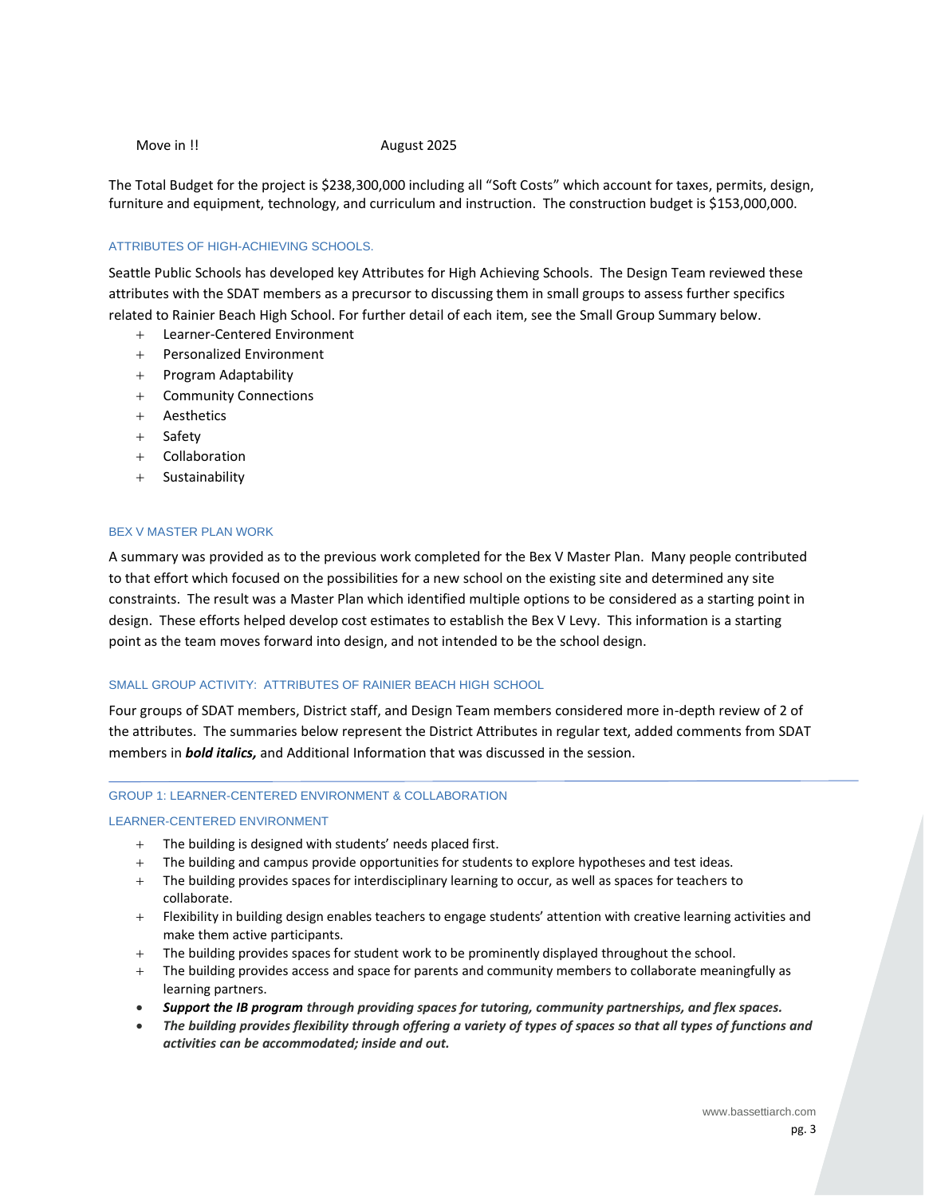Move in !! August 2025

The Total Budget for the project is $238,300,000 including all "Soft Costs" which account for taxes, permits, design, furniture and equipment, technology, and curriculum and instruction. The construction budget is $153,000,000.

## ATTRIBUTES OF HIGH-ACHIEVING SCHOOLS.

Seattle Public Schools has developed key Attributes for High Achieving Schools. The Design Team reviewed these attributes with the SDAT members as a precursor to discussing them in small groups to assess further specifics related to Rainier Beach High School. For further detail of each item, see the Small Group Summary below.

- Learner-Centered Environment
- Personalized Environment
- Program Adaptability
- Community Connections
- Aesthetics
- Safety
- Collaboration
- Sustainability

## BEX V MASTER PLAN WORK

A summary was provided as to the previous work completed for the Bex V Master Plan. Many people contributed to that effort which focused on the possibilities for a new school on the existing site and determined any site constraints. The result was a Master Plan which identified multiple options to be considered as a starting point in design. These efforts helped develop cost estimates to establish the Bex V Levy. This information is a starting point as the team moves forward into design, and not intended to be the school design.

## SMALL GROUP ACTIVITY: ATTRIBUTES OF RAINIER BEACH HIGH SCHOOL

Four groups of SDAT members, District staff, and Design Team members considered more in-depth review of 2 of the attributes. The summaries below represent the District Attributes in regular text, added comments from SDAT members in ***bold italics,*** and Additional Information that was discussed in the session.

---

## GROUP 1: LEARNER-CENTERED ENVIRONMENT & COLLABORATION

### LEARNER-CENTERED ENVIRONMENT

- The building is designed with students' needs placed first.
- The building and campus provide opportunities for students to explore hypotheses and test ideas.
- The building provides spaces for interdisciplinary learning to occur, as well as spaces for teachers to collaborate.
- Flexibility in building design enables teachers to engage students' attention with creative learning activities and make them active participants.
- The building provides spaces for student work to be prominently displayed throughout the school.
- The building provides access and space for parents and community members to collaborate meaningfully as learning partners.
- ***Support the IB program** through providing spaces for tutoring, community partnerships, and flex spaces.*
- ***The building provides flexibility through offering a variety of types of spaces so that all types of functions and activities can be accommodated; inside and out.***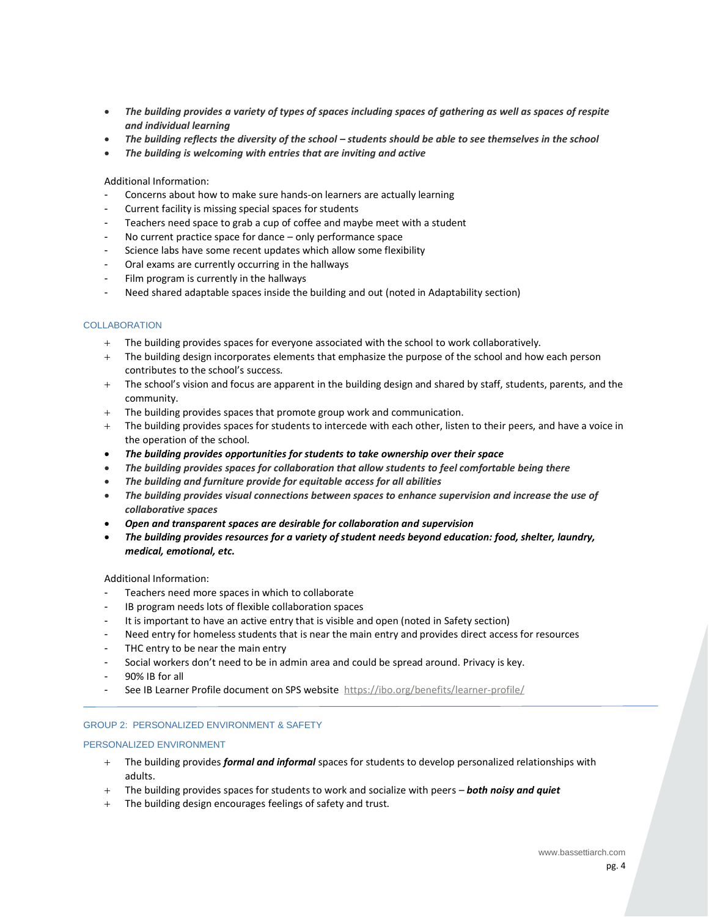- ***The building provides a variety of types of spaces including spaces of gathering as well as spaces of respite and individual learning***
- ***The building reflects the diversity of the school – students should be able to see themselves in the school***
- ***The building is welcoming with entries that are inviting and active***

Additional Information:

- Concerns about how to make sure hands-on learners are actually learning
- Current facility is missing special spaces for students
- Teachers need space to grab a cup of coffee and maybe meet with a student
- No current practice space for dance – only performance space
- Science labs have some recent updates which allow some flexibility
- Oral exams are currently occurring in the hallways
- Film program is currently in the hallways
- Need shared adaptable spaces inside the building and out (noted in Adaptability section)

### COLLABORATION

+ The building provides spaces for everyone associated with the school to work collaboratively.
+ The building design incorporates elements that emphasize the purpose of the school and how each person contributes to the school's success.
+ The school's vision and focus are apparent in the building design and shared by staff, students, parents, and the community.
+ The building provides spaces that promote group work and communication.
+ The building provides spaces for students to intercede with each other, listen to their peers, and have a voice in the operation of the school.

- ***The building provides opportunities for students to take ownership over their space***
- ***The building provides spaces for collaboration that allow students to feel comfortable being there***
- ***The building and furniture provide for equitable access for all abilities***
- ***The building provides visual connections between spaces to enhance supervision and increase the use of collaborative spaces***
- ***Open and transparent spaces are desirable for collaboration and supervision***
- ***The building provides resources for a variety of student needs beyond education: food, shelter, laundry, medical, emotional, etc.***

Additional Information:

- Teachers need more spaces in which to collaborate
- IB program needs lots of flexible collaboration spaces
- It is important to have an active entry that is visible and open (noted in Safety section)
- Need entry for homeless students that is near the main entry and provides direct access for resources
- THC entry to be near the main entry
- Social workers don't need to be in admin area and could be spread around. Privacy is key.
- 90% IB for all
- See IB Learner Profile document on SPS website https://ibo.org/benefits/learner-profile/

---

## GROUP 2: PERSONALIZED ENVIRONMENT & SAFETY

### PERSONALIZED ENVIRONMENT

+ The building provides ***formal and informal*** spaces for students to develop personalized relationships with adults.
+ The building provides spaces for students to work and socialize with peers – ***both noisy and quiet***
+ The building design encourages feelings of safety and trust.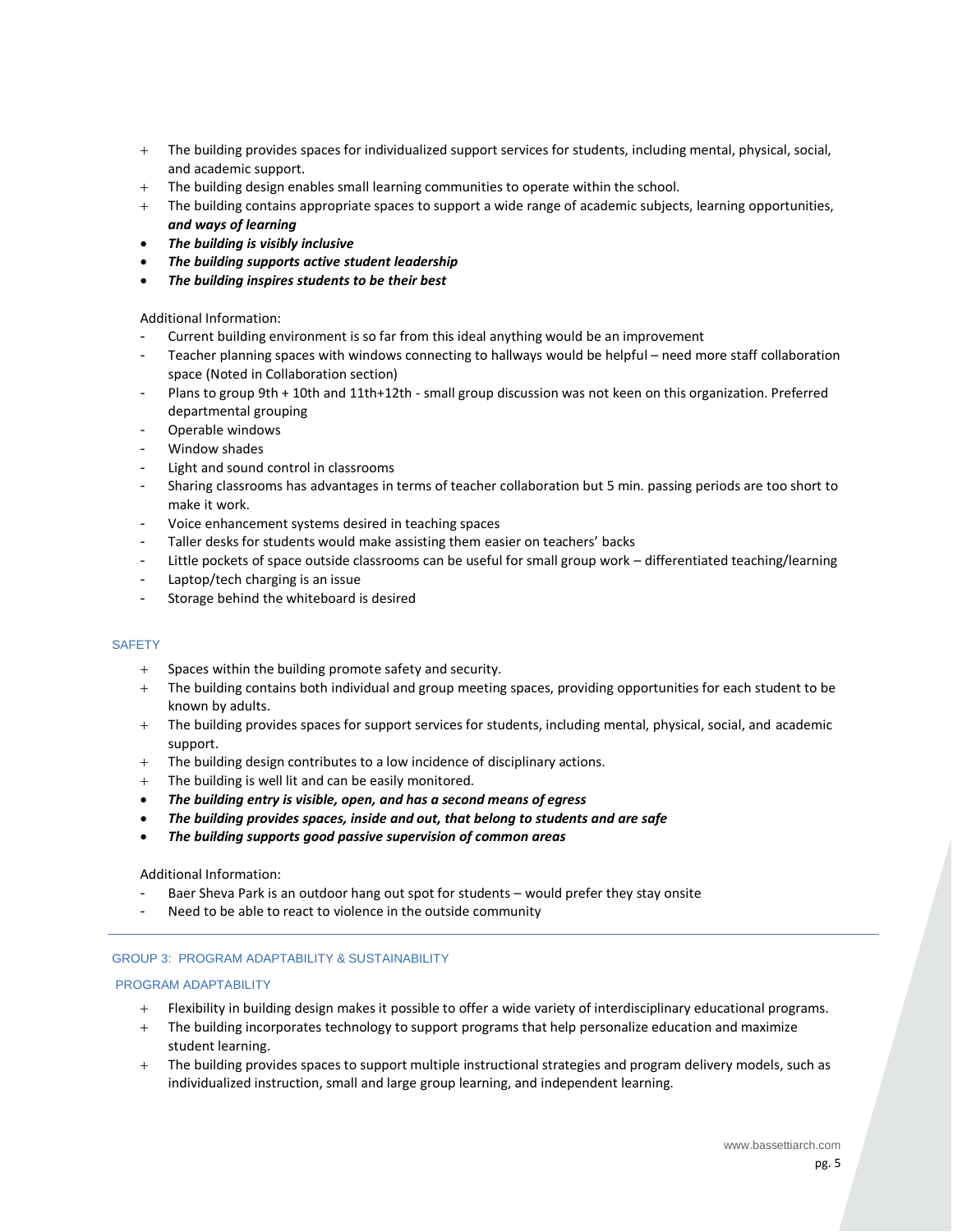- + The building provides spaces for individualized support services for students, including mental, physical, social, and academic support.
- + The building design enables small learning communities to operate within the school.
- + The building contains appropriate spaces to support a wide range of academic subjects, learning opportunities, ***and ways of learning***
- ***The building is visibly inclusive***
- ***The building supports active student leadership***
- ***The building inspires students to be their best***

Additional Information:

- Current building environment is so far from this ideal anything would be an improvement
- Teacher planning spaces with windows connecting to hallways would be helpful – need more staff collaboration space (Noted in Collaboration section)
- Plans to group 9th + 10th and 11th+12th - small group discussion was not keen on this organization. Preferred departmental grouping
- Operable windows
- Window shades
- Light and sound control in classrooms
- Sharing classrooms has advantages in terms of teacher collaboration but 5 min. passing periods are too short to make it work.
- Voice enhancement systems desired in teaching spaces
- Taller desks for students would make assisting them easier on teachers' backs
- Little pockets of space outside classrooms can be useful for small group work – differentiated teaching/learning
- Laptop/tech charging is an issue
- Storage behind the whiteboard is desired

### SAFETY

- + Spaces within the building promote safety and security.
- + The building contains both individual and group meeting spaces, providing opportunities for each student to be known by adults.
- + The building provides spaces for support services for students, including mental, physical, social, and academic support.
- + The building design contributes to a low incidence of disciplinary actions.
- + The building is well lit and can be easily monitored.
- ***The building entry is visible, open, and has a second means of egress***
- ***The building provides spaces, inside and out, that belong to students and are safe***
- ***The building supports good passive supervision of common areas***

Additional Information:

- Baer Sheva Park is an outdoor hang out spot for students – would prefer they stay onsite
- Need to be able to react to violence in the outside community

---

## GROUP 3: PROGRAM ADAPTABILITY & SUSTAINABILITY

### PROGRAM ADAPTABILITY

- + Flexibility in building design makes it possible to offer a wide variety of interdisciplinary educational programs.
- + The building incorporates technology to support programs that help personalize education and maximize student learning.
- + The building provides spaces to support multiple instructional strategies and program delivery models, such as individualized instruction, small and large group learning, and independent learning.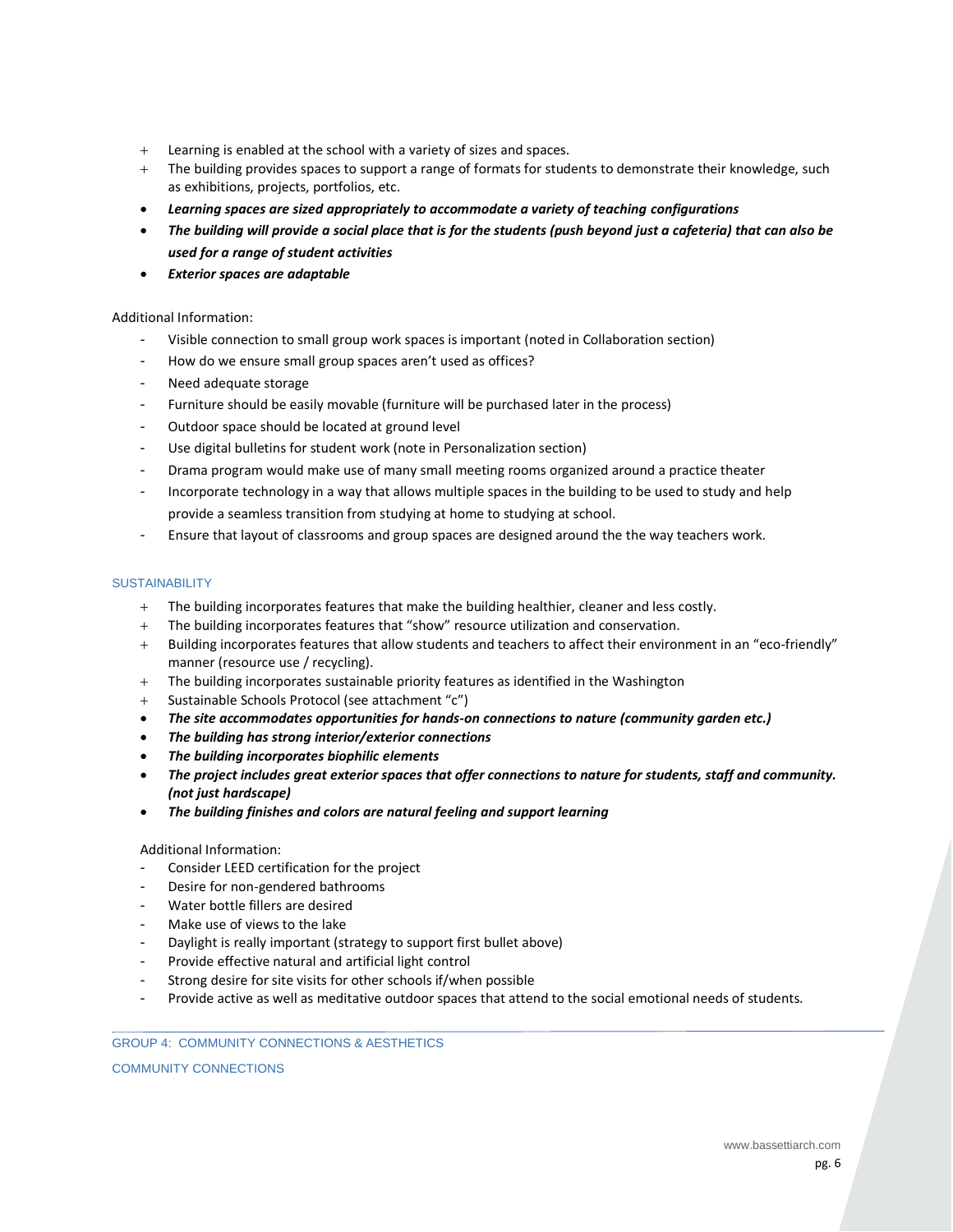- Learning is enabled at the school with a variety of sizes and spaces.
- The building provides spaces to support a range of formats for students to demonstrate their knowledge, such as exhibitions, projects, portfolios, etc.
- ***Learning spaces are sized appropriately to accommodate a variety of teaching configurations***
- ***The building will provide a social place that is for the students (push beyond just a cafeteria) that can also be used for a range of student activities***
- ***Exterior spaces are adaptable***

Additional Information:

- Visible connection to small group work spaces is important (noted in Collaboration section)
- How do we ensure small group spaces aren't used as offices?
- Need adequate storage
- Furniture should be easily movable (furniture will be purchased later in the process)
- Outdoor space should be located at ground level
- Use digital bulletins for student work (note in Personalization section)
- Drama program would make use of many small meeting rooms organized around a practice theater
- Incorporate technology in a way that allows multiple spaces in the building to be used to study and help provide a seamless transition from studying at home to studying at school.
- Ensure that layout of classrooms and group spaces are designed around the the way teachers work.

### SUSTAINABILITY

- The building incorporates features that make the building healthier, cleaner and less costly.
- The building incorporates features that "show" resource utilization and conservation.
- Building incorporates features that allow students and teachers to affect their environment in an "eco-friendly" manner (resource use / recycling).
- The building incorporates sustainable priority features as identified in the Washington
- Sustainable Schools Protocol (see attachment "c")
- ***The site accommodates opportunities for hands-on connections to nature (community garden etc.)***
- ***The building has strong interior/exterior connections***
- ***The building incorporates biophilic elements***
- ***The project includes great exterior spaces that offer connections to nature for students, staff and community. (not just hardscape)***
- ***The building finishes and colors are natural feeling and support learning***

Additional Information:

- Consider LEED certification for the project
- Desire for non-gendered bathrooms
- Water bottle fillers are desired
- Make use of views to the lake
- Daylight is really important (strategy to support first bullet above)
- Provide effective natural and artificial light control
- Strong desire for site visits for other schools if/when possible
- Provide active as well as meditative outdoor spaces that attend to the social emotional needs of students.

## GROUP 4: COMMUNITY CONNECTIONS & AESTHETICS

### COMMUNITY CONNECTIONS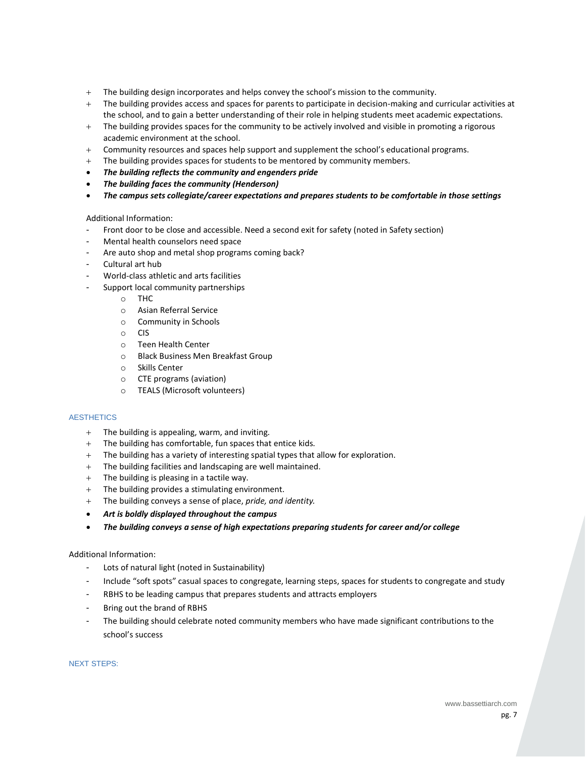- The building design incorporates and helps convey the school's mission to the community.
- The building provides access and spaces for parents to participate in decision-making and curricular activities at the school, and to gain a better understanding of their role in helping students meet academic expectations.
- The building provides spaces for the community to be actively involved and visible in promoting a rigorous academic environment at the school.
- Community resources and spaces help support and supplement the school's educational programs.
- The building provides spaces for students to be mentored by community members.
- ***The building reflects the community and engenders pride***
- ***The building faces the community (Henderson)***
- ***The campus sets collegiate/career expectations and prepares students to be comfortable in those settings***

Additional Information:

- Front door to be close and accessible. Need a second exit for safety (noted in Safety section)
- Mental health counselors need space
- Are auto shop and metal shop programs coming back?
- Cultural art hub
- World-class athletic and arts facilities
- Support local community partnerships
  - THC
  - Asian Referral Service
  - Community in Schools
  - CIS
  - Teen Health Center
  - Black Business Men Breakfast Group
  - Skills Center
  - CTE programs (aviation)
  - TEALS (Microsoft volunteers)

## AESTHETICS

- The building is appealing, warm, and inviting.
- The building has comfortable, fun spaces that entice kids.
- The building has a variety of interesting spatial types that allow for exploration.
- The building facilities and landscaping are well maintained.
- The building is pleasing in a tactile way.
- The building provides a stimulating environment.
- The building conveys a sense of place, *pride, and identity.*
- ***Art is boldly displayed throughout the campus***
- ***The building conveys a sense of high expectations preparing students for career and/or college***

Additional Information:

- Lots of natural light (noted in Sustainability)
- Include "soft spots" casual spaces to congregate, learning steps, spaces for students to congregate and study
- RBHS to be leading campus that prepares students and attracts employers
- Bring out the brand of RBHS
- The building should celebrate noted community members who have made significant contributions to the school's success

## NEXT STEPS: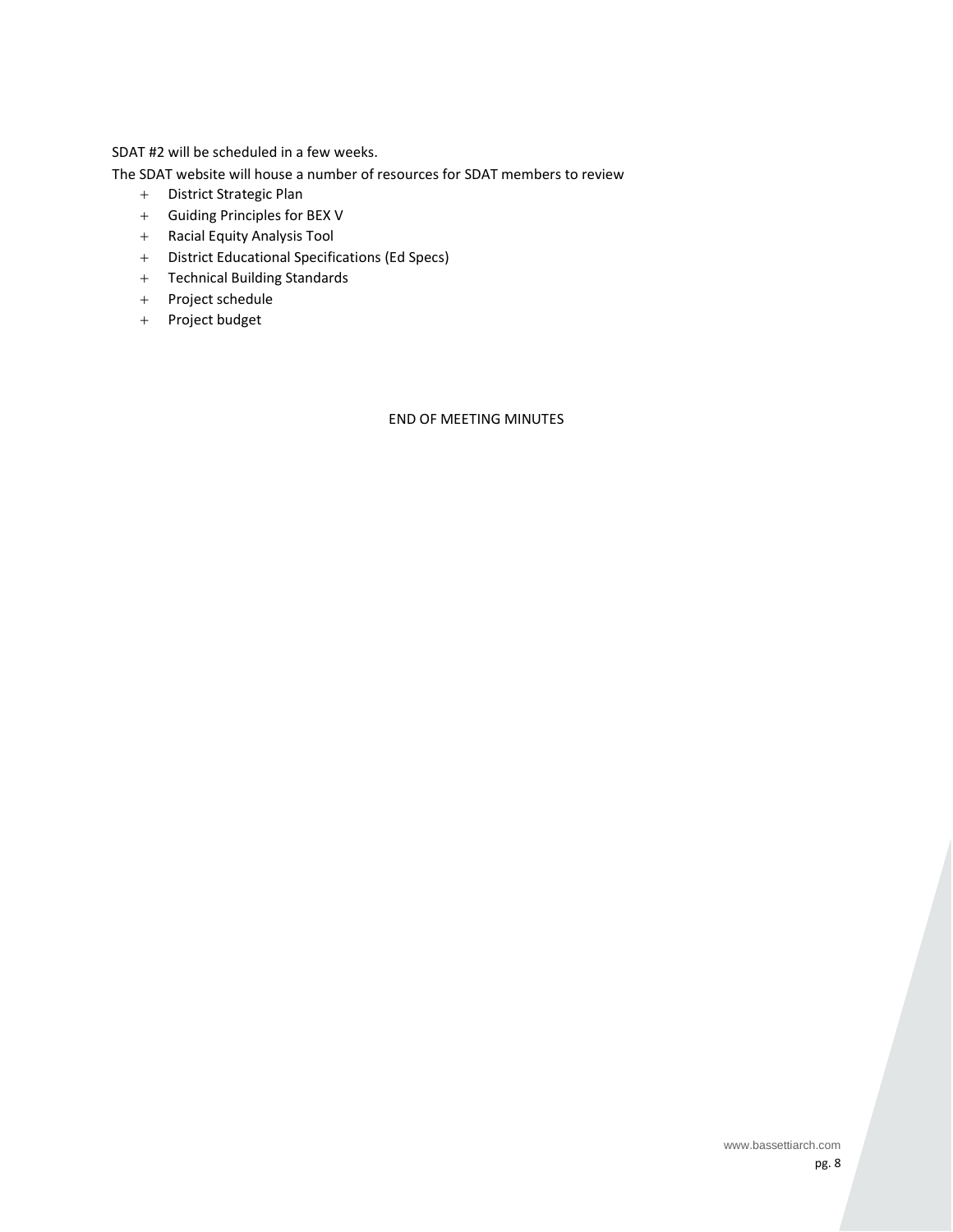SDAT #2 will be scheduled in a few weeks.

The SDAT website will house a number of resources for SDAT members to review

- District Strategic Plan
- Guiding Principles for BEX V
- Racial Equity Analysis Tool
- District Educational Specifications (Ed Specs)
- Technical Building Standards
- Project schedule
- Project budget

END OF MEETING MINUTES